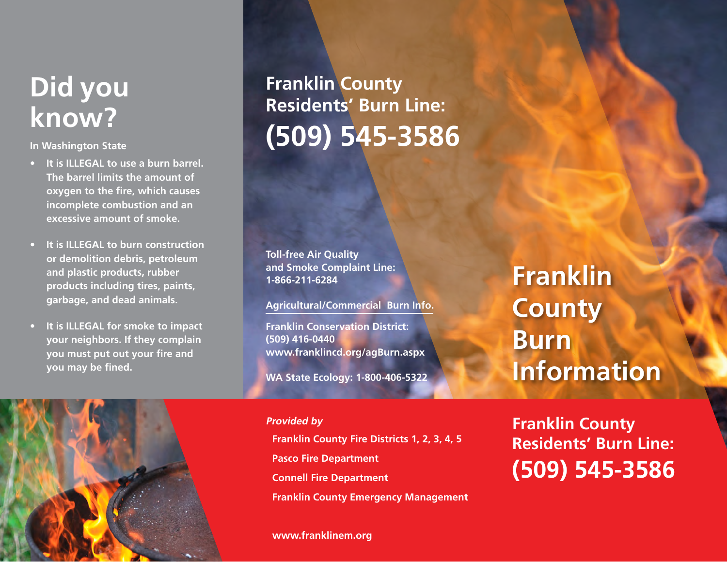# Did you know?

**In Washington State**

- **It is ILLEGAL to use a burn barrel. The barrel limits the amount of oxygen to the fire, which causes incomplete combustion and an excessive amount of smoke.**
- **It is ILLEGAL to burn construction or demolition debris, petroleum and plastic products, rubber products including tires, paints, garbage, and dead animals.**
- **It is ILLEGAL for smoke to impact your neighbors. If they complain you must put out your fire and you may be fined.**

## Franklin County Residents' Burn Line:

# (509) 545-3586

**Toll-free Air Quality and Smoke Complaint Line:**
**1-866-211-6284**

**Agricultural/Commercial Burn Info.**

**Franklin Conservation District:**
**(509) 416-0440**
**www.franklincd.org/agBurn.aspx**

**WA State Ecology: 1-800-406-5322**

***Provided by***

**Franklin County Fire Districts 1, 2, 3, 4, 5**

**Pasco Fire Department**

**Connell Fire Department**

**Franklin County Emergency Management**

**www.franklinem.org**

# Franklin County Burn Information

## Franklin County Residents' Burn Line:

# (509) 545-3586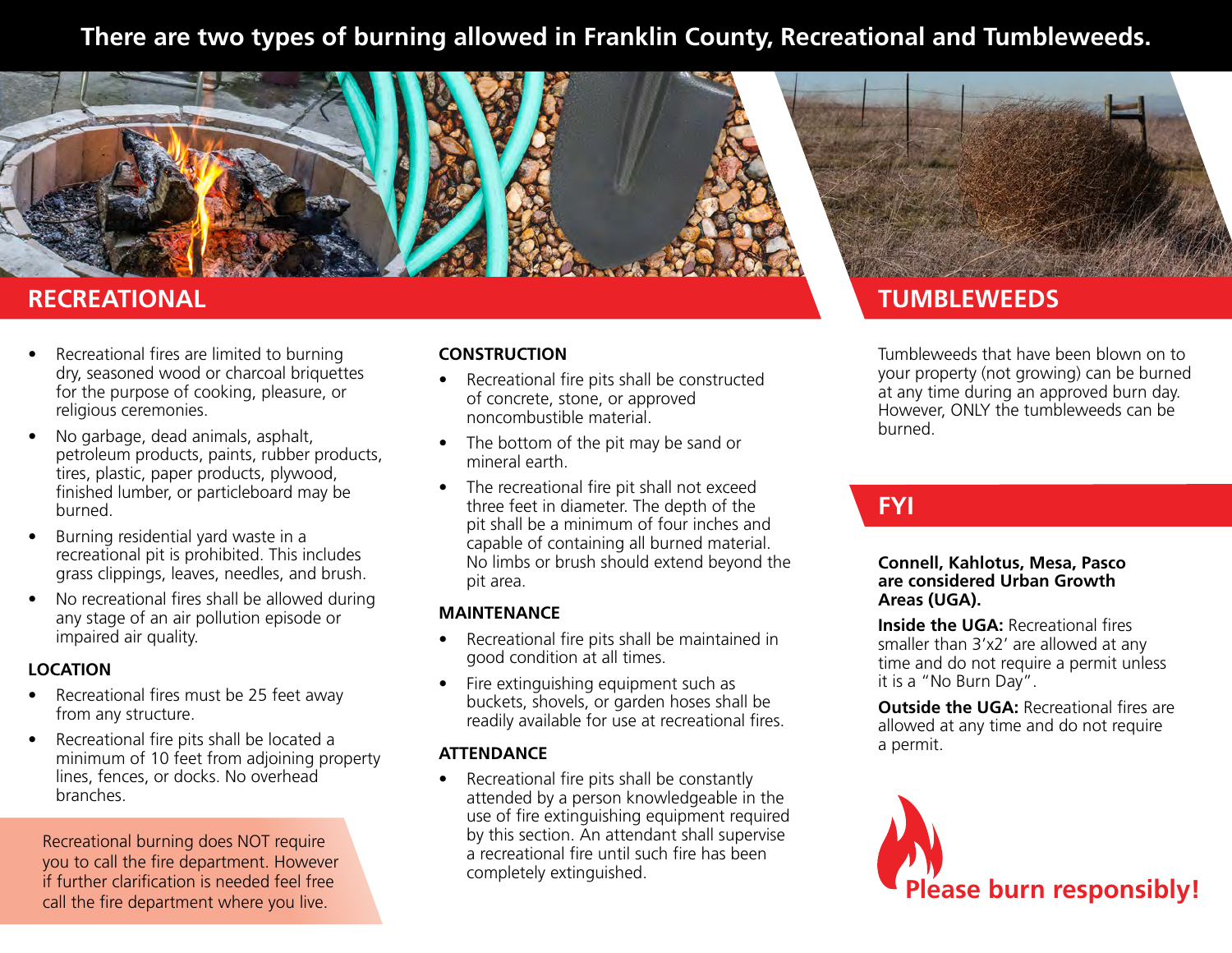# There are two types of burning allowed in Franklin County, Recreational and Tumbleweeds.

## RECREATIONAL

- Recreational fires are limited to burning dry, seasoned wood or charcoal briquettes for the purpose of cooking, pleasure, or religious ceremonies.
- No garbage, dead animals, asphalt, petroleum products, paints, rubber products, tires, plastic, paper products, plywood, finished lumber, or particleboard may be burned.
- Burning residential yard waste in a recreational pit is prohibited. This includes grass clippings, leaves, needles, and brush.
- No recreational fires shall be allowed during any stage of an air pollution episode or impaired air quality.

### LOCATION

- Recreational fires must be 25 feet away from any structure.
- Recreational fire pits shall be located a minimum of 10 feet from adjoining property lines, fences, or docks. No overhead branches.

Recreational burning does NOT require you to call the fire department. However if further clarification is needed feel free call the fire department where you live.

### CONSTRUCTION

- Recreational fire pits shall be constructed of concrete, stone, or approved noncombustible material.
- The bottom of the pit may be sand or mineral earth.
- The recreational fire pit shall not exceed three feet in diameter. The depth of the pit shall be a minimum of four inches and capable of containing all burned material. No limbs or brush should extend beyond the pit area.

### MAINTENANCE

- Recreational fire pits shall be maintained in good condition at all times.
- Fire extinguishing equipment such as buckets, shovels, or garden hoses shall be readily available for use at recreational fires.

### ATTENDANCE

- Recreational fire pits shall be constantly attended by a person knowledgeable in the use of fire extinguishing equipment required by this section. An attendant shall supervise a recreational fire until such fire has been completely extinguished.

## TUMBLEWEEDS

Tumbleweeds that have been blown on to your property (not growing) can be burned at any time during an approved burn day. However, ONLY the tumbleweeds can be burned.

## FYI

**Connell, Kahlotus, Mesa, Pasco are considered Urban Growth Areas (UGA).**

**Inside the UGA:** Recreational fires smaller than 3'x2' are allowed at any time and do not require a permit unless it is a "No Burn Day".

**Outside the UGA:** Recreational fires are allowed at any time and do not require a permit.

**Please burn responsibly!**